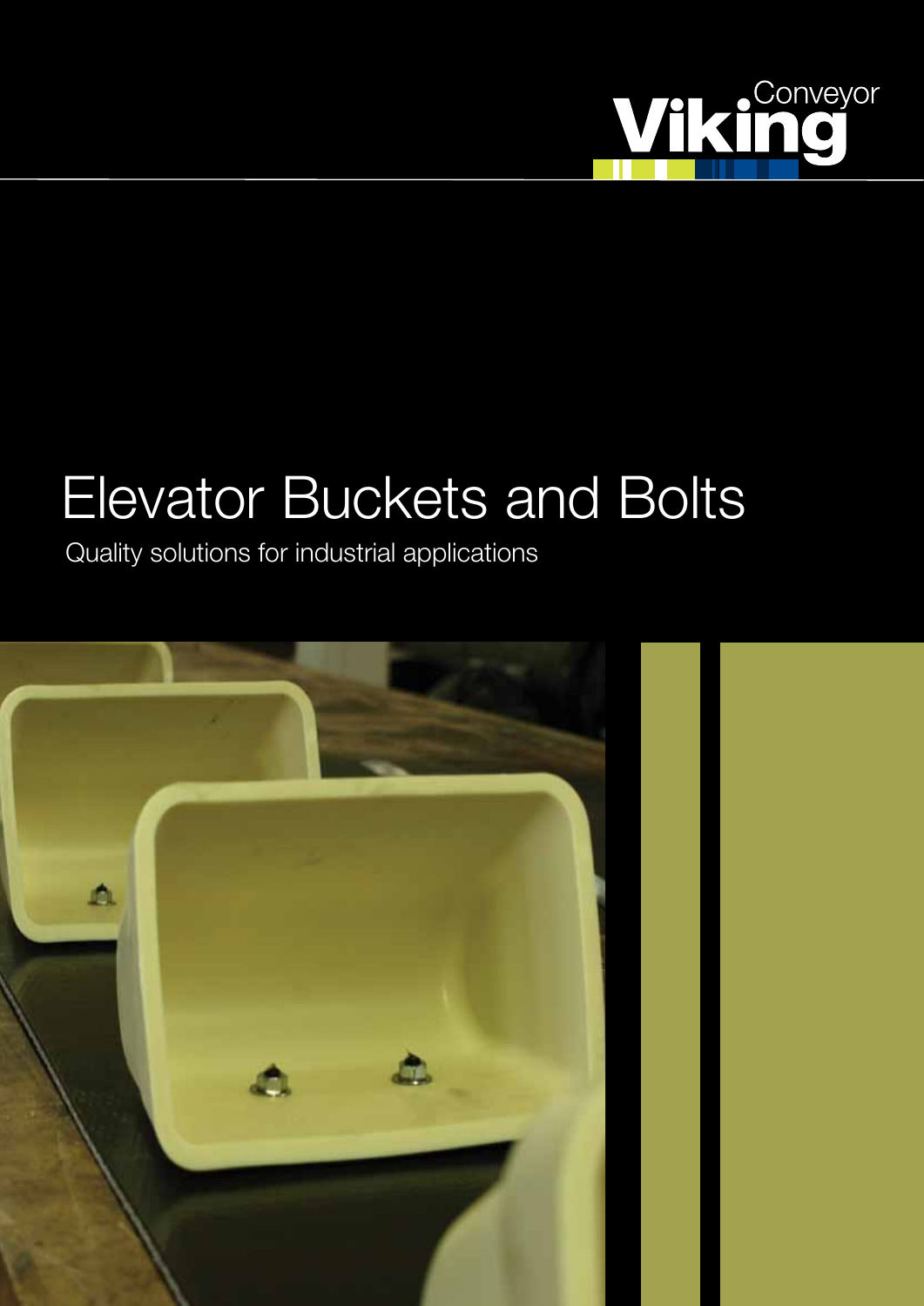Viking Conveyor

# Elevator Buckets and Bolts

Quality solutions for industrial applications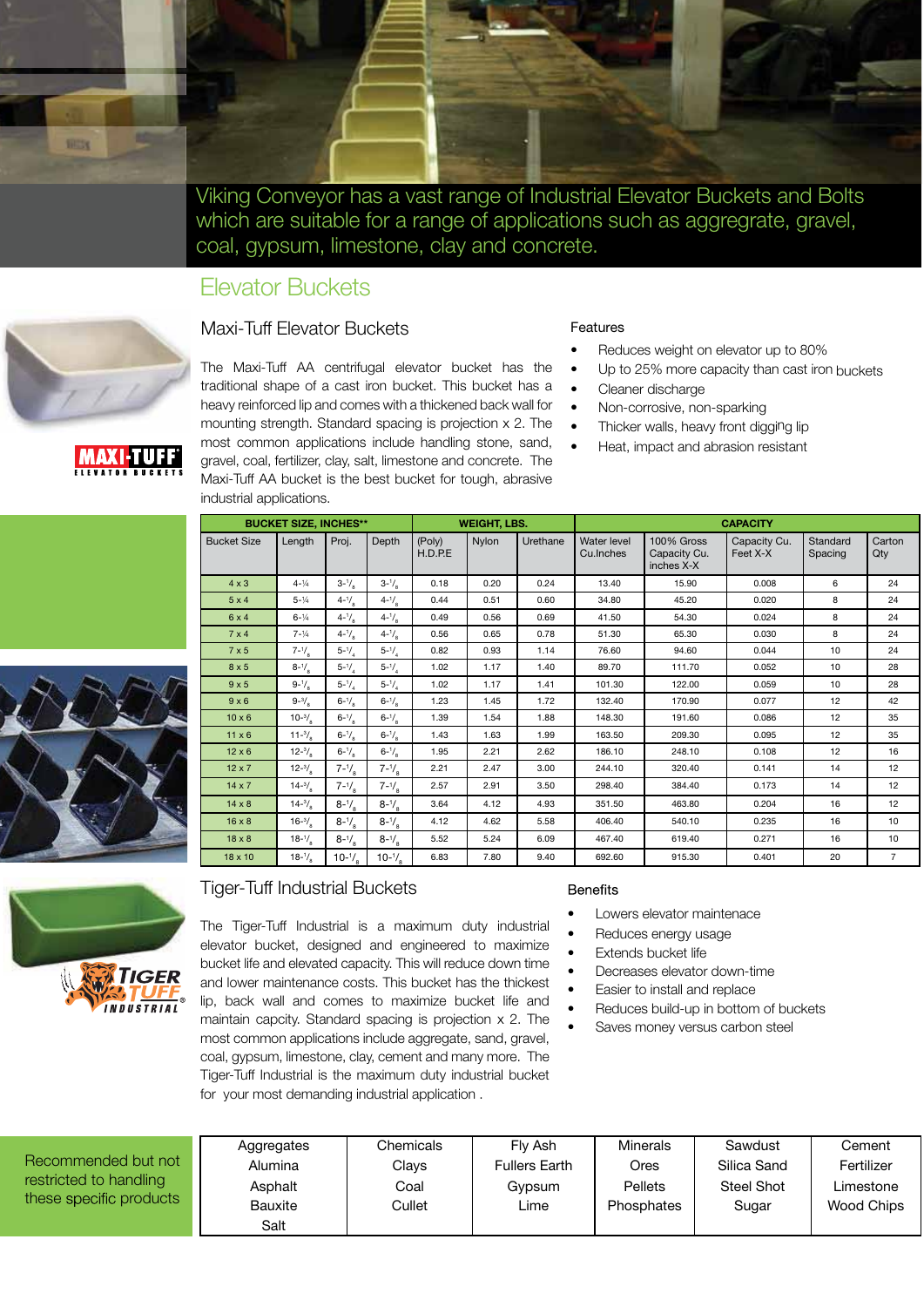Viking Conveyor has a vast range of Industrial Elevator Buckets and Bolts which are suitable for a range of applications such as aggregrate, gravel, coal, gypsum, limestone, clay and concrete.

# Elevator Buckets

## Maxi-Tuff Elevator Buckets

The Maxi-Tuff AA centrifugal elevator bucket has the traditional shape of a cast iron bucket. This bucket has a heavy reinforced lip and comes with a thickened back wall for mounting strength. Standard spacing is projection x 2. The most common applications include handling stone, sand, gravel, coal, fertilizer, clay, salt, limestone and concrete. The Maxi-Tuff AA bucket is the best bucket for tough, abrasive industrial applications.

### Features

- Reduces weight on elevator up to 80%
- Up to 25% more capacity than cast iron buckets
- Cleaner discharge
- Non-corrosive, non-sparking
- Thicker walls, heavy front digging lip
- Heat, impact and abrasion resistant

| BUCKET SIZE, INCHES** | | | | WEIGHT, LBS. | | | CAPACITY | | | | |
|---|---|---|---|---|---|---|---|---|---|---|---|
| Bucket Size | Length | Proj. | Depth | (Poly) H.D.P.E | Nylon | Urethane | Water level Cu.Inches | 100% Gross Capacity Cu. inches X-X | Capacity Cu. Feet X-X | Standard Spacing | Carton Qty |
| 4 x 3 | 4-1/4 | 3-1/8 | 3-1/8 | 0.18 | 0.20 | 0.24 | 13.40 | 15.90 | 0.008 | 6 | 24 |
| 5 x 4 | 5-1/4 | 4-1/8 | 4-1/8 | 0.44 | 0.51 | 0.60 | 34.80 | 45.20 | 0.020 | 8 | 24 |
| 6 x 4 | 6-1/4 | 4-1/8 | 4-1/8 | 0.49 | 0.56 | 0.69 | 41.50 | 54.30 | 0.024 | 8 | 24 |
| 7 x 4 | 7-1/4 | 4-1/8 | 4-1/8 | 0.56 | 0.65 | 0.78 | 51.30 | 65.30 | 0.030 | 8 | 24 |
| 7 x 5 | 7-1/8 | 5-1/4 | 5-1/4 | 0.82 | 0.93 | 1.14 | 76.60 | 94.60 | 0.044 | 10 | 24 |
| 8 x 5 | 8-1/8 | 5-1/4 | 5-1/4 | 1.02 | 1.17 | 1.40 | 89.70 | 111.70 | 0.052 | 10 | 28 |
| 9 x 5 | 9-1/8 | 5-1/4 | 5-1/4 | 1.02 | 1.17 | 1.41 | 101.30 | 122.00 | 0.059 | 10 | 28 |
| 9 x 6 | 9-3/8 | 6-1/8 | 6-1/8 | 1.23 | 1.45 | 1.72 | 132.40 | 170.90 | 0.077 | 12 | 42 |
| 10 x 6 | 10-3/8 | 6-1/8 | 6-1/8 | 1.39 | 1.54 | 1.88 | 148.30 | 191.60 | 0.086 | 12 | 35 |
| 11 x 6 | 11-3/8 | 6-1/8 | 6-1/8 | 1.43 | 1.63 | 1.99 | 163.50 | 209.30 | 0.095 | 12 | 35 |
| 12 x 6 | 12-3/4 | 6-1/8 | 6-1/8 | 1.95 | 2.21 | 2.62 | 186.10 | 248.10 | 0.108 | 12 | 16 |
| 12 x 7 | 12-3/4 | 7-1/8 | 7-1/8 | 2.21 | 2.47 | 3.00 | 244.10 | 320.40 | 0.141 | 14 | 12 |
| 14 x 7 | 14-3/4 | 7-1/8 | 7-1/8 | 2.57 | 2.91 | 3.50 | 298.40 | 384.40 | 0.173 | 14 | 12 |
| 14 x 8 | 14-3/4 | 8-1/8 | 8-1/8 | 3.64 | 4.12 | 4.93 | 351.50 | 463.80 | 0.204 | 16 | 12 |
| 16 x 8 | 16-3/4 | 8-1/8 | 8-1/8 | 4.12 | 4.62 | 5.58 | 406.40 | 540.10 | 0.235 | 16 | 10 |
| 18 x 8 | 18-1/8 | 8-1/8 | 8-1/8 | 5.52 | 5.24 | 6.09 | 467.40 | 619.40 | 0.271 | 16 | 10 |
| 18 x 10 | 18-1/4 | 10-1/8 | 10-1/8 | 6.83 | 7.80 | 9.40 | 692.60 | 915.30 | 0.401 | 20 | 7 |

## Tiger-Tuff Industrial Buckets

The Tiger-Tuff Industrial is a maximum duty industrial elevator bucket, designed and engineered to maximize bucket life and elevated capacity. This will reduce down time and lower maintenance costs. This bucket has the thickest lip, back wall and comes to maximize bucket life and maintain capcity. Standard spacing is projection x 2. The most common applications include aggregate, sand, gravel, coal, gypsum, limestone, clay, cement and many more. The Tiger-Tuff Industrial is the maximum duty industrial bucket for your most demanding industrial application .

### Benefits

- Lowers elevator maintenace
- Reduces energy usage
- Extends bucket life
- Decreases elevator down-time
- Easier to install and replace
- Reduces build-up in bottom of buckets
- Saves money versus carbon steel

Recommended but not restricted to handling these specific products

| | | | | | |
|---|---|---|---|---|---|
| Aggregates | Chemicals | Fly Ash | Minerals | Sawdust | Cement |
| Alumina | Clays | Fullers Earth | Ores | Silica Sand | Fertilizer |
| Asphalt | Coal | Gypsum | Pellets | Steel Shot | Limestone |
| Bauxite | Cullet | Lime | Phosphates | Sugar | Wood Chips |
| Salt | | | | | |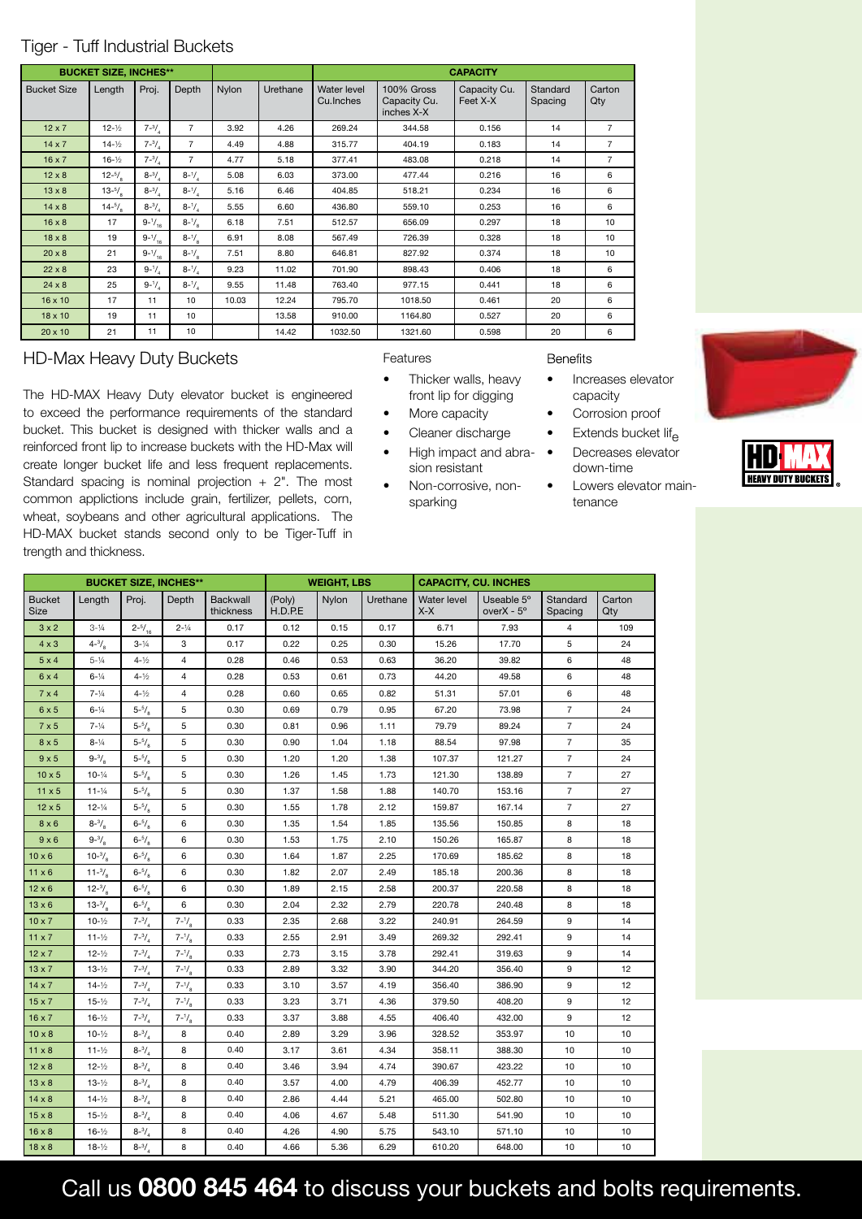## Tiger - Tuff Industrial Buckets

| BUCKET SIZE, INCHES** | | | | | | CAPACITY | | | | |
|---|---|---|---|---|---|---|---|---|---|---|
| Bucket Size | Length | Proj. | Depth | Nylon | Urethane | Water level Cu.Inches | 100% Gross Capacity Cu. inches X-X | Capacity Cu. Feet X-X | Standard Spacing | Carton Qty |
| 12 x 7 | 12-½ | 7-3/4 | 7 | 3.92 | 4.26 | 269.24 | 344.58 | 0.156 | 14 | 7 |
| 14 x 7 | 14-½ | 7-3/4 | 7 | 4.49 | 4.88 | 315.77 | 404.19 | 0.183 | 14 | 7 |
| 16 x 7 | 16-½ | 7-3/4 | 7 | 4.77 | 5.18 | 377.41 | 483.08 | 0.218 | 14 | 7 |
| 12 x 8 | 12-5/8 | 8-3/4 | 8-1/4 | 5.08 | 6.03 | 373.00 | 477.44 | 0.216 | 16 | 6 |
| 13 x 8 | 13-5/8 | 8-3/4 | 8-1/4 | 5.16 | 6.46 | 404.85 | 518.21 | 0.234 | 16 | 6 |
| 14 x 8 | 14-5/8 | 8-3/4 | 8-1/4 | 5.55 | 6.60 | 436.80 | 559.10 | 0.253 | 16 | 6 |
| 16 x 8 | 17 | 9-1/16 | 8-1/8 | 6.18 | 7.51 | 512.57 | 656.09 | 0.297 | 18 | 10 |
| 18 x 8 | 19 | 9-1/16 | 8-1/8 | 6.91 | 8.08 | 567.49 | 726.39 | 0.328 | 18 | 10 |
| 20 x 8 | 21 | 9-1/16 | 8-1/8 | 7.51 | 8.80 | 646.81 | 827.92 | 0.374 | 18 | 10 |
| 22 x 8 | 23 | 9-1/4 | 8-1/4 | 9.23 | 11.02 | 701.90 | 898.43 | 0.406 | 18 | 6 |
| 24 x 8 | 25 | 9-1/4 | 8-1/4 | 9.55 | 11.48 | 763.40 | 977.15 | 0.441 | 18 | 6 |
| 16 x 10 | 17 | 11 | 10 | 10.03 | 12.24 | 795.70 | 1018.50 | 0.461 | 20 | 6 |
| 18 x 10 | 19 | 11 | 10 | | 13.58 | 910.00 | 1164.80 | 0.527 | 20 | 6 |
| 20 x 10 | 21 | 11 | 10 | | 14.42 | 1032.50 | 1321.60 | 0.598 | 20 | 6 |

## HD-Max Heavy Duty Buckets

The HD-MAX Heavy Duty elevator bucket is engineered to exceed the performance requirements of the standard bucket. This bucket is designed with thicker walls and a reinforced front lip to increase buckets with the HD-Max will create longer bucket life and less frequent replacements. Standard spacing is nominal projection + 2". The most common applictions include grain, fertilizer, pellets, corn, wheat, soybeans and other agricultural applications. The HD-MAX bucket stands second only to be Tiger-Tuff in trength and thickness.

**Features**

- Thicker walls, heavy front lip for digging
- More capacity
- Cleaner discharge
- High impact and abrasion resistant
- Non-corrosive, non-sparking

**Benefits**

- Increases elevator capacity
- Corrosion proof
- Extends bucket life
- Decreases elevator down-time
- Lowers elevator maintenance

HD-MAX HEAVY DUTY BUCKETS®

| BUCKET SIZE, INCHES** | | | | | WEIGHT, LBS | | | CAPACITY, CU. INCHES | | | |
|---|---|---|---|---|---|---|---|---|---|---|---|
| Bucket Size | Length | Proj. | Depth | Backwall thickness | (Poly) H.D.P.E | Nylon | Urethane | Water level X-X | Useable 5° overX - 5° | Standard Spacing | Carton Qty |
| 3 x 2 | 3-¼ | 2-5/16 | 2-¼ | 0.17 | 0.12 | 0.15 | 0.17 | 6.71 | 7.93 | 4 | 109 |
| 4 x 3 | 4-3/8 | 3-¼ | 3 | 0.17 | 0.22 | 0.25 | 0.30 | 15.26 | 17.70 | 5 | 24 |
| 5 x 4 | 5-¼ | 4-½ | 4 | 0.28 | 0.46 | 0.53 | 0.63 | 36.20 | 39.82 | 6 | 48 |
| 6 x 4 | 6-¼ | 4-½ | 4 | 0.28 | 0.53 | 0.61 | 0.73 | 44.20 | 49.58 | 6 | 48 |
| 7 x 4 | 7-¼ | 4-½ | 4 | 0.28 | 0.60 | 0.65 | 0.82 | 51.31 | 57.01 | 6 | 48 |
| 6 x 5 | 6-¼ | 5-5/8 | 5 | 0.30 | 0.69 | 0.79 | 0.95 | 67.20 | 73.98 | 7 | 24 |
| 7 x 5 | 7-¼ | 5-5/8 | 5 | 0.30 | 0.81 | 0.96 | 1.11 | 79.79 | 89.24 | 7 | 24 |
| 8 x 5 | 8-¼ | 5-5/8 | 5 | 0.30 | 0.90 | 1.04 | 1.18 | 88.54 | 97.98 | 7 | 35 |
| 9 x 5 | 9-3/8 | 5-5/8 | 5 | 0.30 | 1.20 | 1.20 | 1.38 | 107.37 | 121.27 | 7 | 24 |
| 10 x 5 | 10-¼ | 5-5/8 | 5 | 0.30 | 1.26 | 1.45 | 1.73 | 121.30 | 138.89 | 7 | 27 |
| 11 x 5 | 11-¼ | 5-5/8 | 5 | 0.30 | 1.37 | 1.58 | 1.88 | 140.70 | 153.16 | 7 | 27 |
| 12 x 5 | 12-¼ | 5-5/8 | 5 | 0.30 | 1.55 | 1.78 | 2.12 | 159.87 | 167.14 | 7 | 27 |
| 8 x 6 | 8-3/8 | 6-5/8 | 6 | 0.30 | 1.35 | 1.54 | 1.85 | 135.56 | 150.85 | 8 | 18 |
| 9 x 6 | 9-3/8 | 6-5/8 | 6 | 0.30 | 1.53 | 1.75 | 2.10 | 150.26 | 165.87 | 8 | 18 |
| 10 x 6 | 10-3/8 | 6-5/8 | 6 | 0.30 | 1.64 | 1.87 | 2.25 | 170.69 | 185.62 | 8 | 18 |
| 11 x 6 | 11-3/8 | 6-5/8 | 6 | 0.30 | 1.82 | 2.07 | 2.49 | 185.18 | 200.36 | 8 | 18 |
| 12 x 6 | 12-3/8 | 6-5/8 | 6 | 0.30 | 1.89 | 2.15 | 2.58 | 200.37 | 220.58 | 8 | 18 |
| 13 x 6 | 13-3/8 | 6-5/8 | 6 | 0.30 | 2.04 | 2.32 | 2.79 | 220.78 | 240.48 | 8 | 18 |
| 10 x 7 | 10-½ | 7-3/4 | 7-1/8 | 0.33 | 2.35 | 2.68 | 3.22 | 240.91 | 264.59 | 9 | 14 |
| 11 x 7 | 11-½ | 7-3/4 | 7-1/8 | 0.33 | 2.55 | 2.91 | 3.49 | 269.32 | 292.41 | 9 | 14 |
| 12 x 7 | 12-½ | 7-3/4 | 7-1/8 | 0.33 | 2.73 | 3.15 | 3.78 | 292.41 | 319.63 | 9 | 14 |
| 13 x 7 | 13-½ | 7-3/4 | 7-1/8 | 0.33 | 2.89 | 3.32 | 3.90 | 344.20 | 356.40 | 9 | 12 |
| 14 x 7 | 14-½ | 7-3/4 | 7-1/8 | 0.33 | 3.10 | 3.57 | 4.19 | 356.40 | 386.90 | 9 | 12 |
| 15 x 7 | 15-½ | 7-3/4 | 7-1/8 | 0.33 | 3.23 | 3.71 | 4.36 | 379.50 | 408.20 | 9 | 12 |
| 16 x 7 | 16-½ | 7-3/4 | 7-1/8 | 0.33 | 3.37 | 3.88 | 4.55 | 406.40 | 432.00 | 9 | 12 |
| 10 x 8 | 10-½ | 8-3/4 | 8 | 0.40 | 2.89 | 3.29 | 3.96 | 328.52 | 353.97 | 10 | 10 |
| 11 x 8 | 11-½ | 8-3/4 | 8 | 0.40 | 3.17 | 3.61 | 4.34 | 358.11 | 388.30 | 10 | 10 |
| 12 x 8 | 12-½ | 8-3/4 | 8 | 0.40 | 3.46 | 3.94 | 4.74 | 390.67 | 423.22 | 10 | 10 |
| 13 x 8 | 13-½ | 8-3/4 | 8 | 0.40 | 3.57 | 4.00 | 4.79 | 406.39 | 452.77 | 10 | 10 |
| 14 x 8 | 14-½ | 8-3/4 | 8 | 0.40 | 2.86 | 4.44 | 5.21 | 465.00 | 502.80 | 10 | 10 |
| 15 x 8 | 15-½ | 8-3/4 | 8 | 0.40 | 4.06 | 4.67 | 5.48 | 511.30 | 541.90 | 10 | 10 |
| 16 x 8 | 16-½ | 8-3/4 | 8 | 0.40 | 4.26 | 4.90 | 5.75 | 543.10 | 571.10 | 10 | 10 |
| 18 x 8 | 18-½ | 8-3/4 | 8 | 0.40 | 4.66 | 5.36 | 6.29 | 610.20 | 648.00 | 10 | 10 |

Call us **0800 845 464** to discuss your buckets and bolts requirements.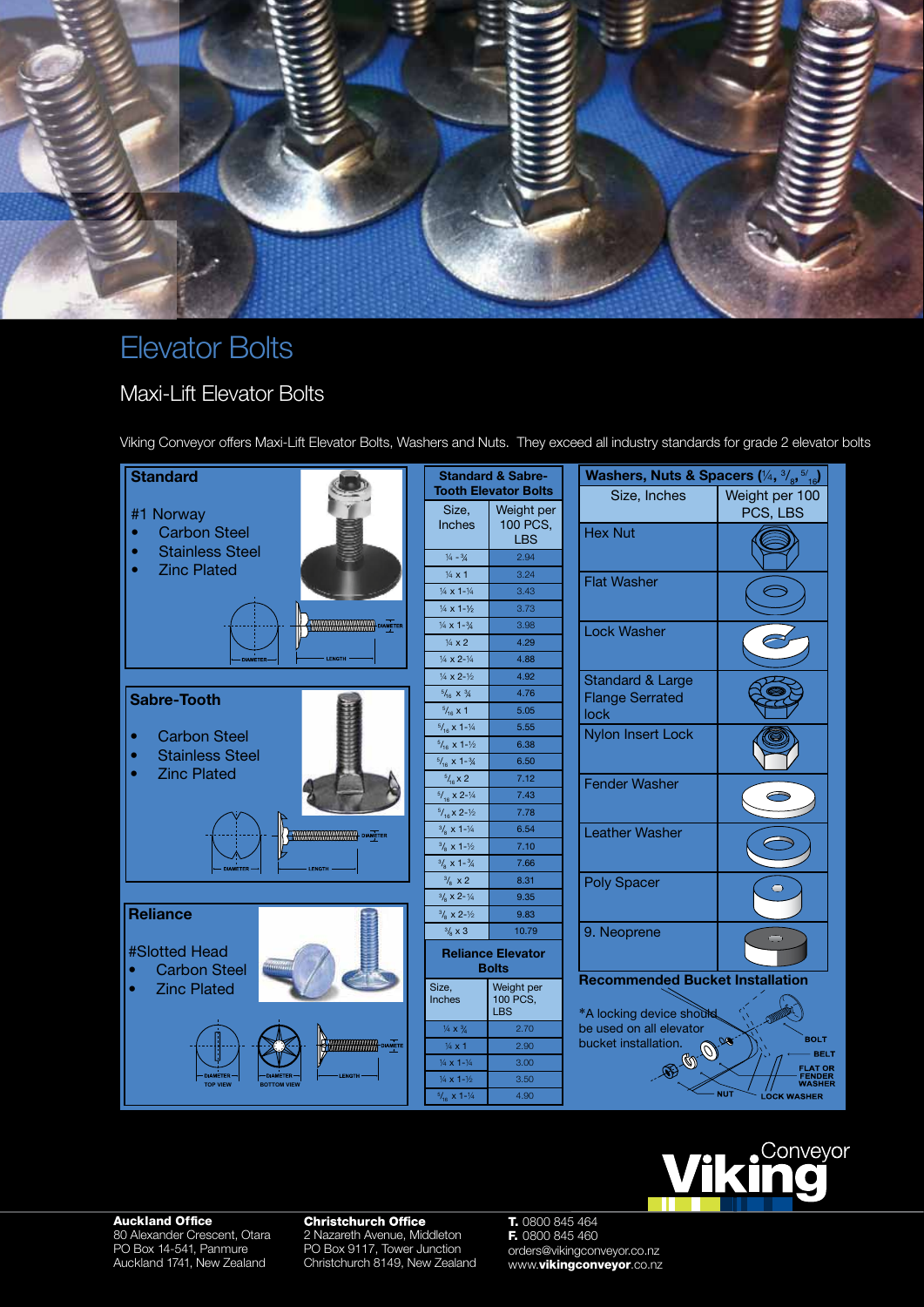# Elevator Bolts

## Maxi-Lift Elevator Bolts

Viking Conveyor offers Maxi-Lift Elevator Bolts, Washers and Nuts. They exceed all industry standards for grade 2 elevator bolts

### Standard

#1 Norway

- Carbon Steel
- Stainless Steel
- Zinc Plated

DIAMETER
LENGTH
DIAMETER

### Sabre-Tooth

- Carbon Steel
- Stainless Steel
- Zinc Plated

DIAMETER
LENGTH
DIAMETER

### Reliance

#Slotted Head

- Carbon Steel
- Zinc Plated

DIAMETER TOP VIEW
DIAMETER BOTTOM VIEW
LENGTH
DIAMETE

### Standard & Sabre-Tooth Elevator Bolts

| Size, Inches | Weight per 100 PCS, LBS |
|---|---|
| ¼ - ¾ | 2.94 |
| ¼ x 1 | 3.24 |
| ¼ x 1-¼ | 3.43 |
| ¼ x 1-½ | 3.73 |
| ¼ x 1-¾ | 3.98 |
| ¼ x 2 | 4.29 |
| ¼ x 2-¼ | 4.88 |
| ¼ x 2-½ | 4.92 |
| 5/16 x ¾ | 4.76 |
| 5/16 x 1 | 5.05 |
| 5/16 x 1-¼ | 5.55 |
| 5/16 x 1-½ | 6.38 |
| 5/16 x 1-¾ | 6.50 |
| 5/16 x 2 | 7.12 |
| 5/16 x 2-¼ | 7.43 |
| 5/16 x 2-½ | 7.78 |
| 3/8 x 1-¼ | 6.54 |
| 3/8 x 1-½ | 7.10 |
| 3/8 x 1-¾ | 7.66 |
| 3/8 x 2 | 8.31 |
| 3/8 x 2-¼ | 9.35 |
| 3/8 x 2-½ | 9.83 |
| 3/8 x 3 | 10.79 |

### Reliance Elevator Bolts

| Size, Inches | Weight per 100 PCS, LBS |
|---|---|
| ¼ x ¾ | 2.70 |
| ¼ x 1 | 2.90 |
| ¼ x 1-¼ | 3.00 |
| ¼ x 1-½ | 3.50 |
| 5/16 x 1-¼ | 4.90 |

### Washers, Nuts & Spacers (¼, 3/8, 5/16)

| Size, Inches | Weight per 100 PCS, LBS |
|---|---|
| Hex Nut | |
| Flat Washer | |
| Lock Washer | |
| Standard & Large Flange Serrated lock | |
| Nylon Insert Lock | |
| Fender Washer | |
| Leather Washer | |
| Poly Spacer | |
| 9. Neoprene | |

### Recommended Bucket Installation

*A locking device should be used on all elevator bucket installation.

BOLT
BELT
FLAT OR FENDER WASHER
NUT
LOCK WASHER

Viking Conveyor

**Auckland Office**
80 Alexander Crescent, Otara
PO Box 14-541, Panmure
Auckland 1741, New Zealand

**Christchurch Office**
2 Nazareth Avenue, Middleton
PO Box 9117, Tower Junction
Christchurch 8149, New Zealand

**T.** 0800 845 464
**F.** 0800 845 460
orders@vikingconveyor.co.nz
www.**vikingconveyor**.co.nz